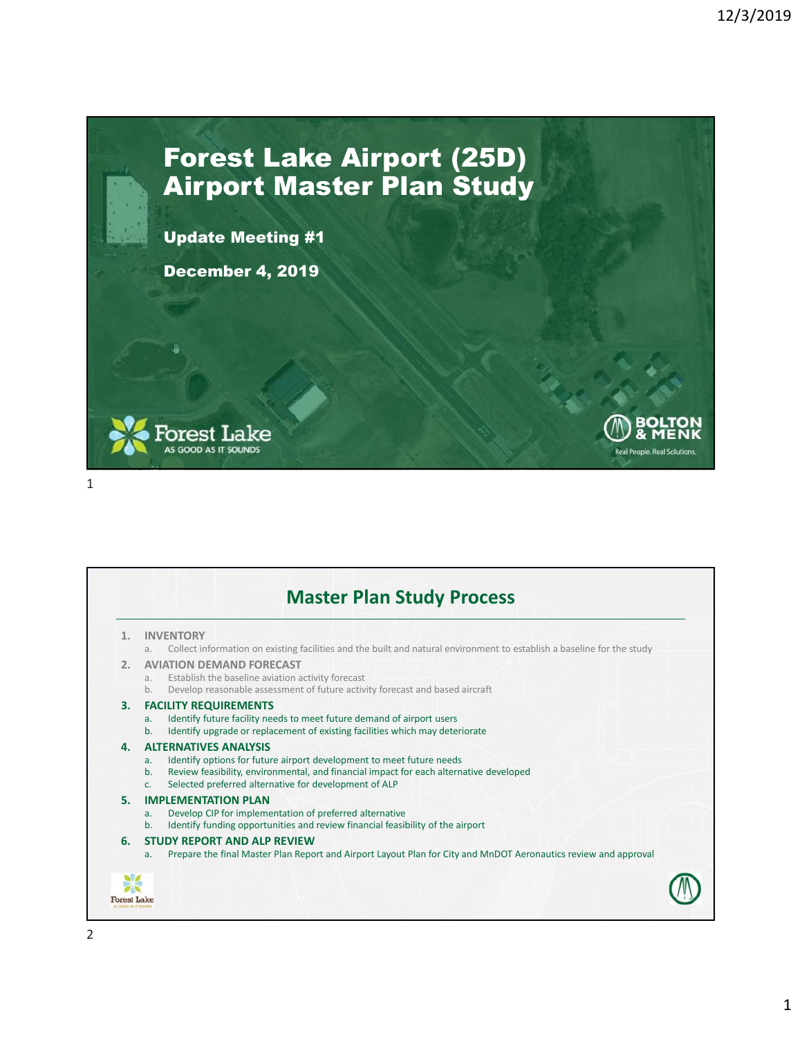# Forest Lake Airport (25D) Airport Master Plan Study

**Update Meeting #1**

**December 4, 2019**

Forest Lake
AS GOOD AS IT SOUNDS

BOLTON & MENK
Real People. Real Solutions.

## Master Plan Study Process

1. INVENTORY
   a. Collect information on existing facilities and the built and natural environment to establish a baseline for the study
2. AVIATION DEMAND FORECAST
   a. Establish the baseline aviation activity forecast
   b. Develop reasonable assessment of future activity forecast and based aircraft
3. **FACILITY REQUIREMENTS**
   a. Identify future facility needs to meet future demand of airport users
   b. Identify upgrade or replacement of existing facilities which may deteriorate
4. **ALTERNATIVES ANALYSIS**
   a. Identify options for future airport development to meet future needs
   b. Review feasibility, environmental, and financial impact for each alternative developed
   c. Selected preferred alternative for development of ALP
5. **IMPLEMENTATION PLAN**
   a. Develop CIP for implementation of preferred alternative
   b. Identify funding opportunities and review financial feasibility of the airport
6. **STUDY REPORT AND ALP REVIEW**
   a. Prepare the final Master Plan Report and Airport Layout Plan for City and MnDOT Aeronautics review and approval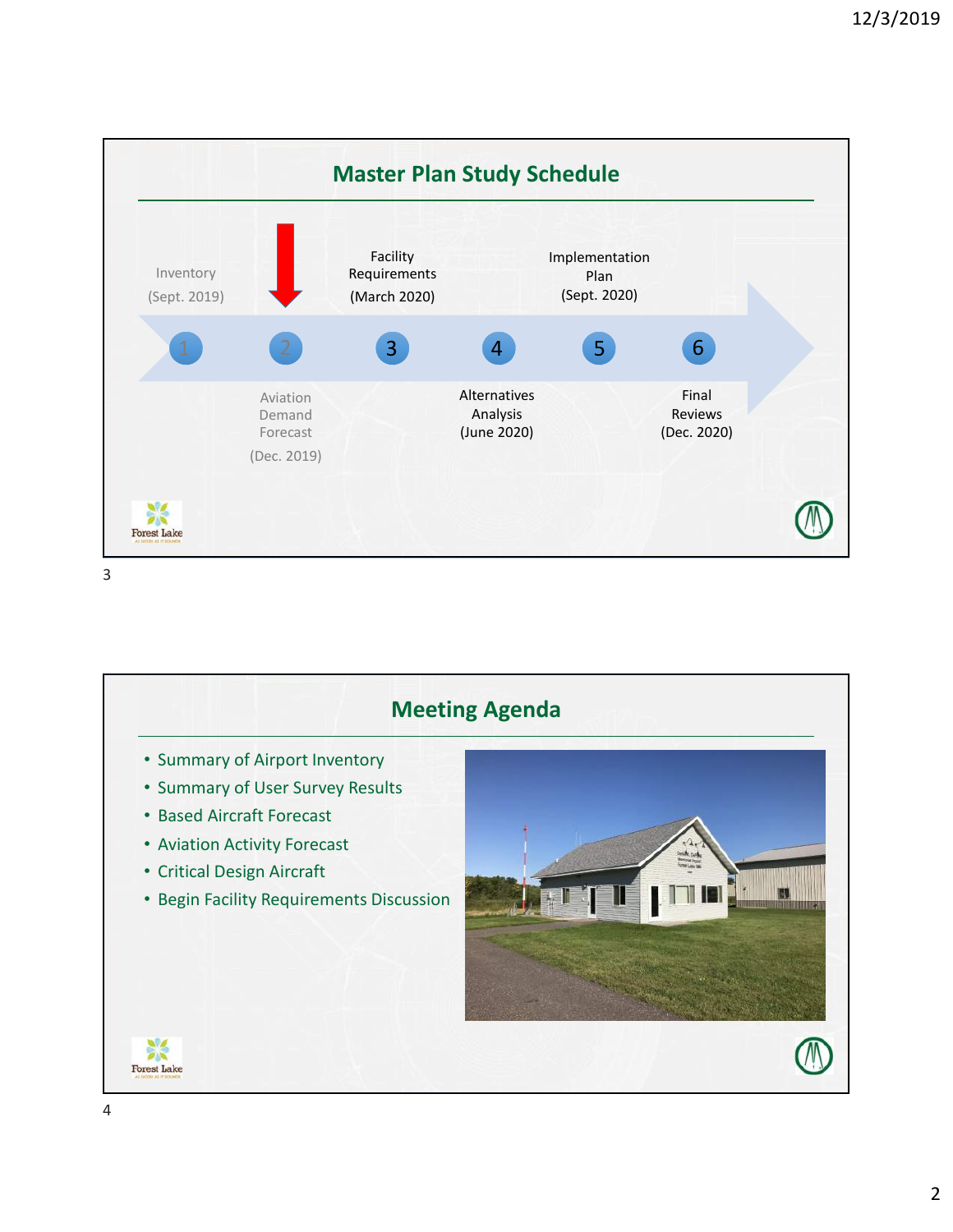## Master Plan Study Schedule

1. Inventory (Sept. 2019)
2. Aviation Demand Forecast (Dec. 2019)
3. Facility Requirements (March 2020)
4. Alternatives Analysis (June 2020)
5. Implementation Plan (Sept. 2020)
6. Final Reviews (Dec. 2020)

## Meeting Agenda

- Summary of Airport Inventory
- Summary of User Survey Results
- Based Aircraft Forecast
- Aviation Activity Forecast
- Critical Design Aircraft
- Begin Facility Requirements Discussion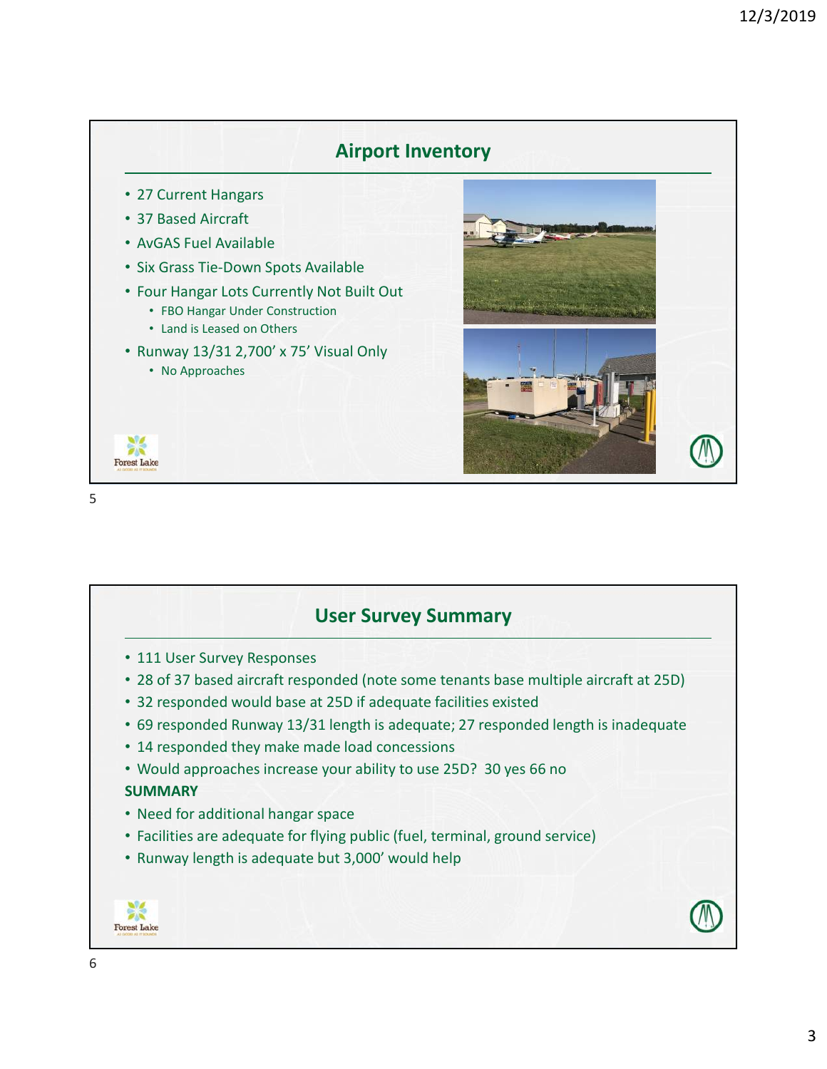## Airport Inventory

- 27 Current Hangars
- 37 Based Aircraft
- AvGAS Fuel Available
- Six Grass Tie-Down Spots Available
- Four Hangar Lots Currently Not Built Out
  - FBO Hangar Under Construction
  - Land is Leased on Others
- Runway 13/31 2,700' x 75' Visual Only
  - No Approaches

## User Survey Summary

- 111 User Survey Responses
- 28 of 37 based aircraft responded (note some tenants base multiple aircraft at 25D)
- 32 responded would base at 25D if adequate facilities existed
- 69 responded Runway 13/31 length is adequate; 27 responded length is inadequate
- 14 responded they make made load concessions
- Would approaches increase your ability to use 25D? 30 yes 66 no

**SUMMARY**

- Need for additional hangar space
- Facilities are adequate for flying public (fuel, terminal, ground service)
- Runway length is adequate but 3,000' would help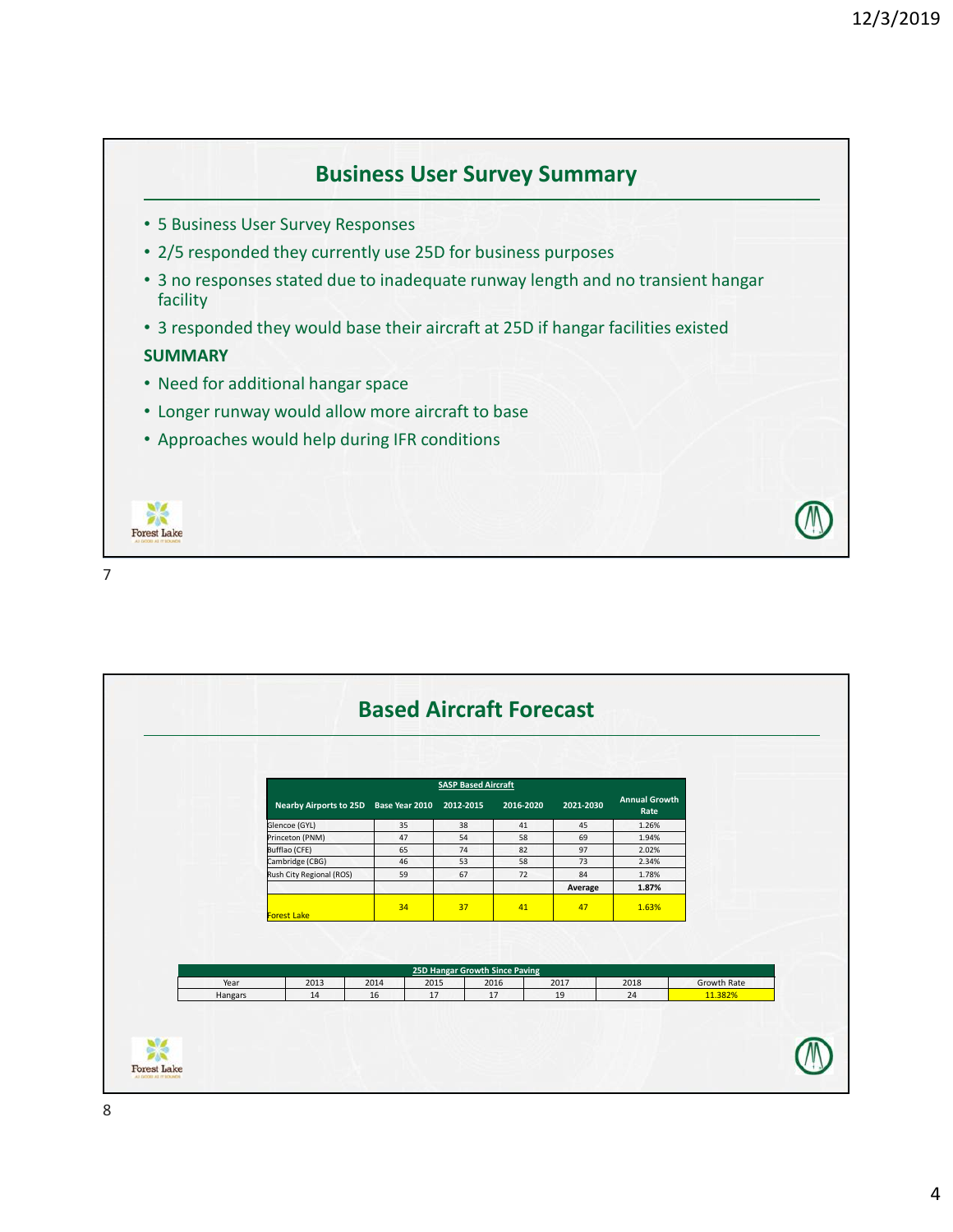## Business User Survey Summary

- 5 Business User Survey Responses
- 2/5 responded they currently use 25D for business purposes
- 3 no responses stated due to inadequate runway length and no transient hangar facility
- 3 responded they would base their aircraft at 25D if hangar facilities existed

**SUMMARY**

- Need for additional hangar space
- Longer runway would allow more aircraft to base
- Approaches would help during IFR conditions

## Based Aircraft Forecast

| SASP Based Aircraft | | | | | |
|---|---|---|---|---|---|
| **Nearby Airports to 25D** | **Base Year 2010** | **2012-2015** | **2016-2020** | **2021-2030** | **Annual Growth Rate** |
| Glencoe (GYL) | 35 | 38 | 41 | 45 | 1.26% |
| Princeton (PNM) | 47 | 54 | 58 | 69 | 1.94% |
| Bufflao (CFE) | 65 | 74 | 82 | 97 | 2.02% |
| Cambridge (CBG) | 46 | 53 | 58 | 73 | 2.34% |
| Rush City Regional (ROS) | 59 | 67 | 72 | 84 | 1.78% |
| | | | | **Average** | **1.87%** |
| Forest Lake | 34 | 37 | 41 | 47 | 1.63% |

| 25D Hangar Growth Since Paving | | | | | | | |
|---|---|---|---|---|---|---|---|
| Year | 2013 | 2014 | 2015 | 2016 | 2017 | 2018 | Growth Rate |
| Hangars | 14 | 16 | 17 | 17 | 19 | 24 | 11.382% |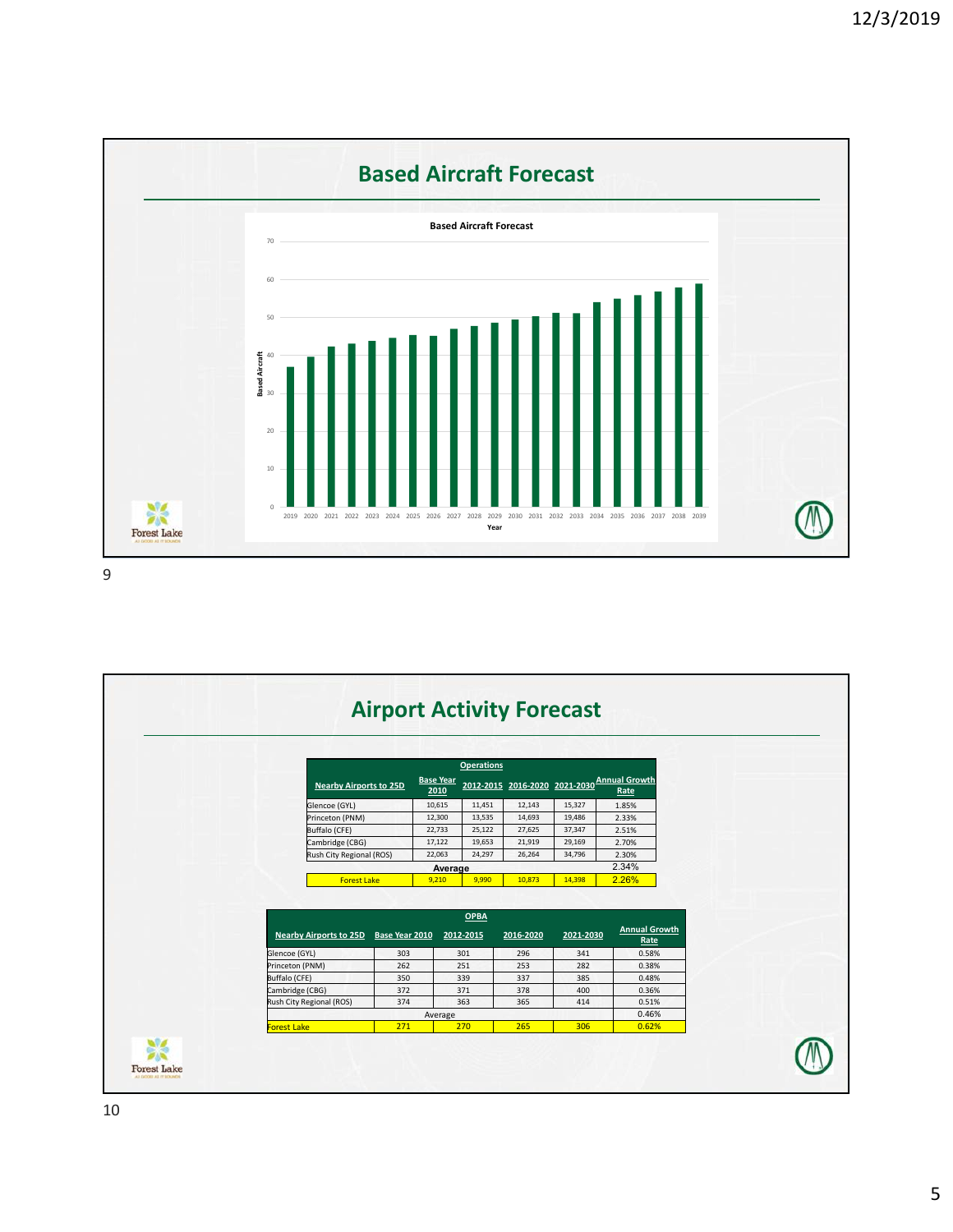## Based Aircraft Forecast

**Based Aircraft Forecast**

Based Aircraft (y-axis: 0–70); Year (x-axis: 2019–2039)

## Airport Activity Forecast

| Nearby Airports to 25D | Base Year 2010 | 2012-2015 | 2016-2020 | 2021-2030 | Annual Growth Rate |
|---|---|---|---|---|---|
| | Operations | | | | |
| Glencoe (GYL) | 10,615 | 11,451 | 12,143 | 15,327 | 1.85% |
| Princeton (PNM) | 12,300 | 13,535 | 14,693 | 19,486 | 2.33% |
| Buffalo (CFE) | 22,733 | 25,122 | 27,625 | 37,347 | 2.51% |
| Cambridge (CBG) | 17,122 | 19,653 | 21,919 | 29,169 | 2.70% |
| Rush City Regional (ROS) | 22,063 | 24,297 | 26,264 | 34,796 | 2.30% |
| Average | | | | | 2.34% |
| Forest Lake | 9,210 | 9,990 | 10,873 | 14,398 | 2.26% |

| Nearby Airports to 25D | Base Year 2010 | 2012-2015 | 2016-2020 | 2021-2030 | Annual Growth Rate |
|---|---|---|---|---|---|
| | OPBA | | | | |
| Glencoe (GYL) | 303 | 301 | 296 | 341 | 0.58% |
| Princeton (PNM) | 262 | 251 | 253 | 282 | 0.38% |
| Buffalo (CFE) | 350 | 339 | 337 | 385 | 0.48% |
| Cambridge (CBG) | 372 | 371 | 378 | 400 | 0.36% |
| Rush City Regional (ROS) | 374 | 363 | 365 | 414 | 0.51% |
| Average | | | | | 0.46% |
| Forest Lake | 271 | 270 | 265 | 306 | 0.62% |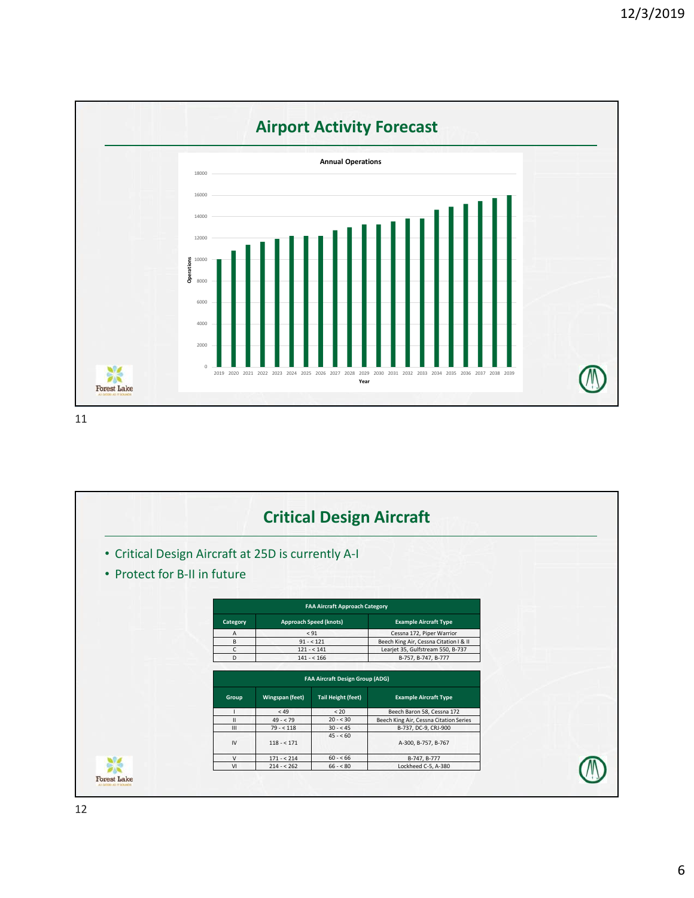## Airport Activity Forecast

**Annual Operations**

Operations (y-axis, 0–18000) by Year (x-axis, 2019–2039)

## Critical Design Aircraft

- Critical Design Aircraft at 25D is currently A-I
- Protect for B-II in future

| FAA Aircraft Approach Category | | |
|---|---|---|
| **Category** | **Approach Speed (knots)** | **Example Aircraft Type** |
| A | < 91 | Cessna 172, Piper Warrior |
| B | 91 - < 121 | Beech King Air, Cessna Citation I & II |
| C | 121 - < 141 | Learjet 35, Gulfstream 550, B-737 |
| D | 141 - < 166 | B-757, B-747, B-777 |

| FAA Aircraft Design Group (ADG) | | | |
|---|---|---|---|
| **Group** | **Wingspan (feet)** | **Tail Height (feet)** | **Example Aircraft Type** |
| I | < 49 | < 20 | Beech Baron 58, Cessna 172 |
| II | 49 - < 79 | 20 - < 30 | Beech King Air, Cessna Citation Series |
| III | 79 - < 118 | 30 - < 45 | B-737, DC-9, CRJ-900 |
| IV | 118 - < 171 | 45 - < 60 | A-300, B-757, B-767 |
| V | 171 - < 214 | 60 - < 66 | B-747, B-777 |
| VI | 214 - < 262 | 66 - < 80 | Lockheed C-5, A-380 |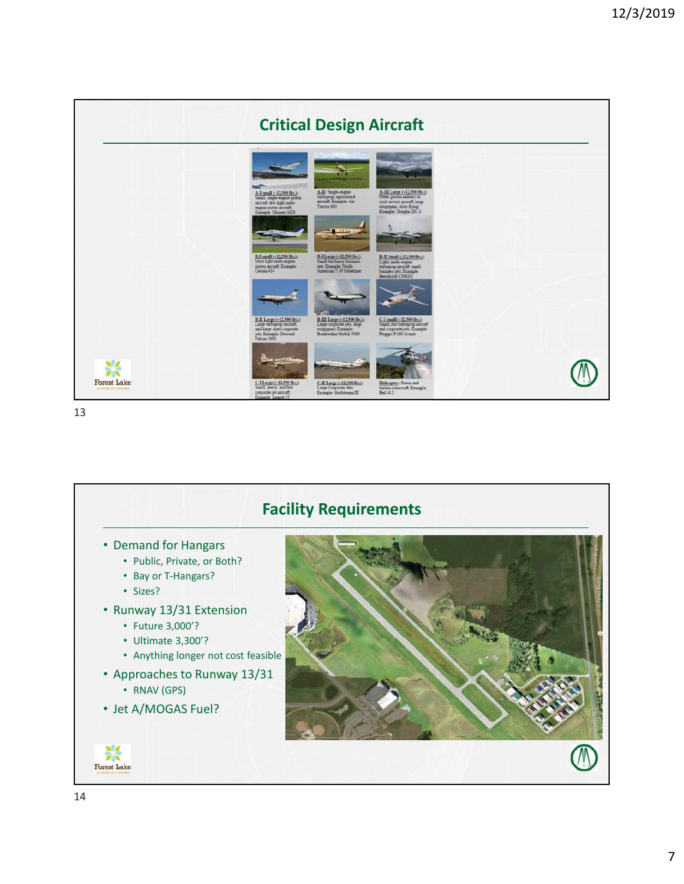## Critical Design Aircraft

A-I small (<12,500 lbs.): Small, single-engine piston aircraft, few light multi-engine piston aircraft; Example: Mooney M20

A-II: Single-engine turboprop; agricultural aircraft; Example: Air Tractor 602

A-III Large (>12,500 lbs.): Older, piston military or civil service aircraft, large wingspans, slow flying; Example: Douglas DC-3

B-I small (<12,500 lbs.): Most light multi-engine piston aircraft; Example: Cessna 414

B-I Large (>12,500 lbs.): Small but heavy business jets; Example: North American T-39 Sabreliner

B-II Small (<12,500 lbs.): Light, multi-engine turboprop aircraft, small business jets; Example: Beechcraft C90GTi

B-II Large (>12,500 lbs.): Large turboprop aircraft, mid-large sized corporate jets; Example: Dassault Falcon 2000

B-III Large (>12,500 lbs.): Large corporate jets; large wingspans; Example: Bombardier Global 5000

C-I small (<12,500 lbs.): Small, fast turboprop aircraft and corporate jets; Example: Piaggio P.180 Avanti

C-I Large (>12,500 lbs.): Small, heavy, and fast corporate jet aircraft; Example: Learjet 35

C-II Large (>12,500 lbs.): Large Corporate Jets; Example: Gulfstream III

Helicopter: Piston and turbine rotorcraft; Example: Bell 412

## Facility Requirements

- Demand for Hangars
  - Public, Private, or Both?
  - Bay or T-Hangars?
  - Sizes?
- Runway 13/31 Extension
  - Future 3,000'?
  - Ultimate 3,300'?
  - Anything longer not cost feasible
- Approaches to Runway 13/31
  - RNAV (GPS)
- Jet A/MOGAS Fuel?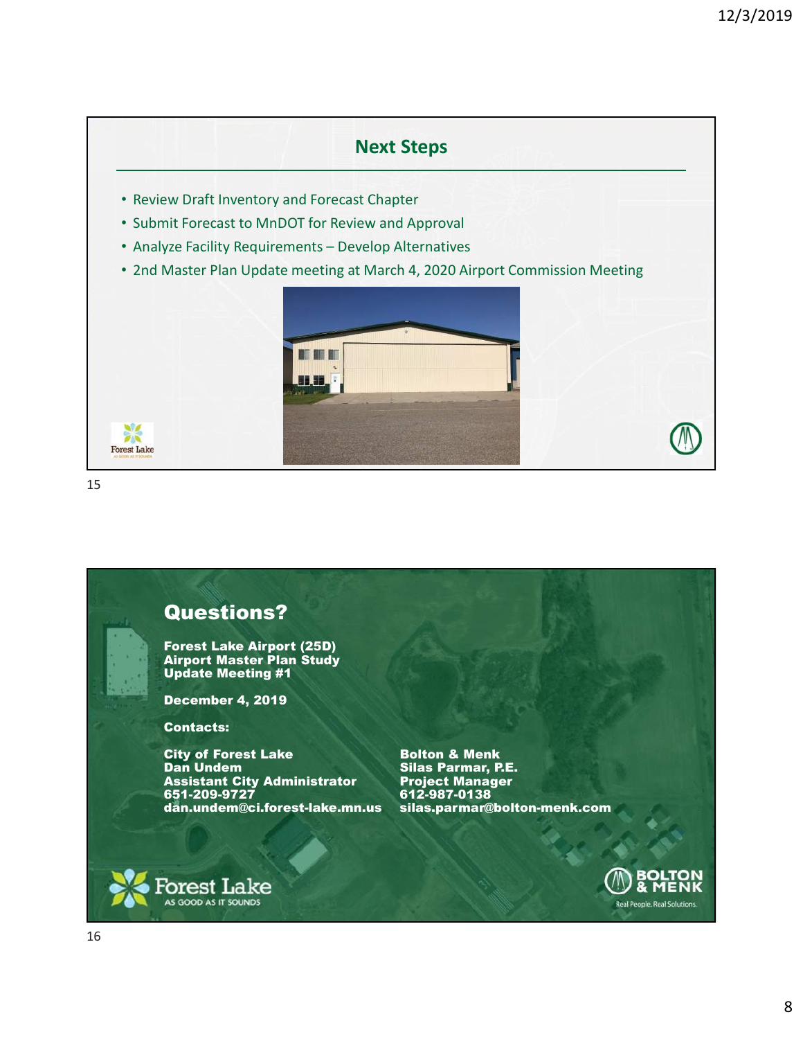## Next Steps

- Review Draft Inventory and Forecast Chapter
- Submit Forecast to MnDOT for Review and Approval
- Analyze Facility Requirements – Develop Alternatives
- 2nd Master Plan Update meeting at March 4, 2020 Airport Commission Meeting

## Questions?

**Forest Lake Airport (25D)
Airport Master Plan Study
Update Meeting #1**

**December 4, 2019**

**Contacts:**

**City of Forest Lake**
**Dan Undem**
**Assistant City Administrator**
**651-209-9727**
**dan.undem@ci.forest-lake.mn.us**

**Bolton & Menk**
**Silas Parmar, P.E.**
**Project Manager**
**612-987-0138**
**silas.parmar@bolton-menk.com**

Forest Lake
AS GOOD AS IT SOUNDS

BOLTON & MENK
Real People. Real Solutions.